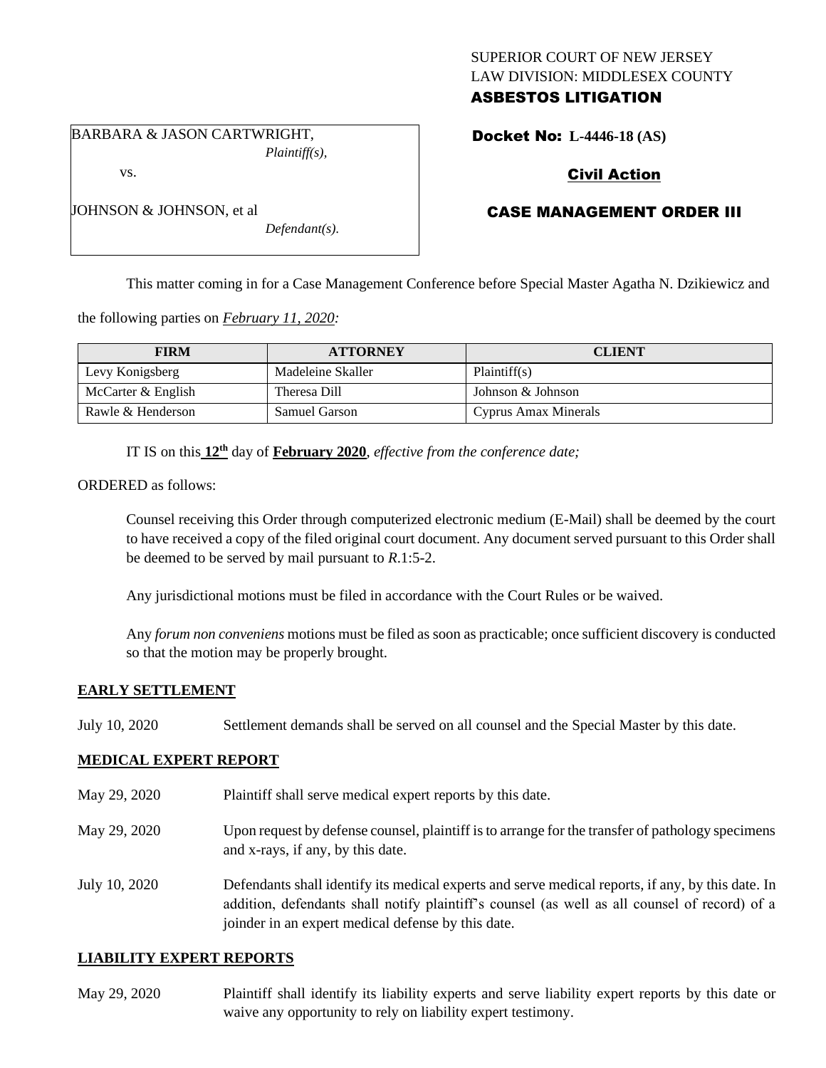SUPERIOR COURT OF NEW JERSEY
LAW DIVISION: MIDDLESEX COUNTY
**ASBESTOS LITIGATION**

BARBARA & JASON CARTWRIGHT,
*Plaintiff(s),*

vs.

JOHNSON & JOHNSON, et al
*Defendant(s).*

**Docket No: L-4446-18 (AS)**

**Civil Action**

**CASE MANAGEMENT ORDER III**

This matter coming in for a Case Management Conference before Special Master Agatha N. Dzikiewicz and the following parties on *February 11, 2020:*

| FIRM | ATTORNEY | CLIENT |
|---|---|---|
| Levy Konigsberg | Madeleine Skaller | Plaintiff(s) |
| McCarter & English | Theresa Dill | Johnson & Johnson |
| Rawle & Henderson | Samuel Garson | Cyprus Amax Minerals |

IT IS on this **12th** day of **February 2020**, *effective from the conference date;*

ORDERED as follows:

Counsel receiving this Order through computerized electronic medium (E-Mail) shall be deemed by the court to have received a copy of the filed original court document. Any document served pursuant to this Order shall be deemed to be served by mail pursuant to *R*.1:5-2.

Any jurisdictional motions must be filed in accordance with the Court Rules or be waived.

Any *forum non conveniens* motions must be filed as soon as practicable; once sufficient discovery is conducted so that the motion may be properly brought.

## EARLY SETTLEMENT

July 10, 2020 Settlement demands shall be served on all counsel and the Special Master by this date.

## MEDICAL EXPERT REPORT

May 29, 2020 Plaintiff shall serve medical expert reports by this date.

May 29, 2020 Upon request by defense counsel, plaintiff is to arrange for the transfer of pathology specimens and x-rays, if any, by this date.

July 10, 2020 Defendants shall identify its medical experts and serve medical reports, if any, by this date. In addition, defendants shall notify plaintiff's counsel (as well as all counsel of record) of a joinder in an expert medical defense by this date.

## LIABILITY EXPERT REPORTS

May 29, 2020 Plaintiff shall identify its liability experts and serve liability expert reports by this date or waive any opportunity to rely on liability expert testimony.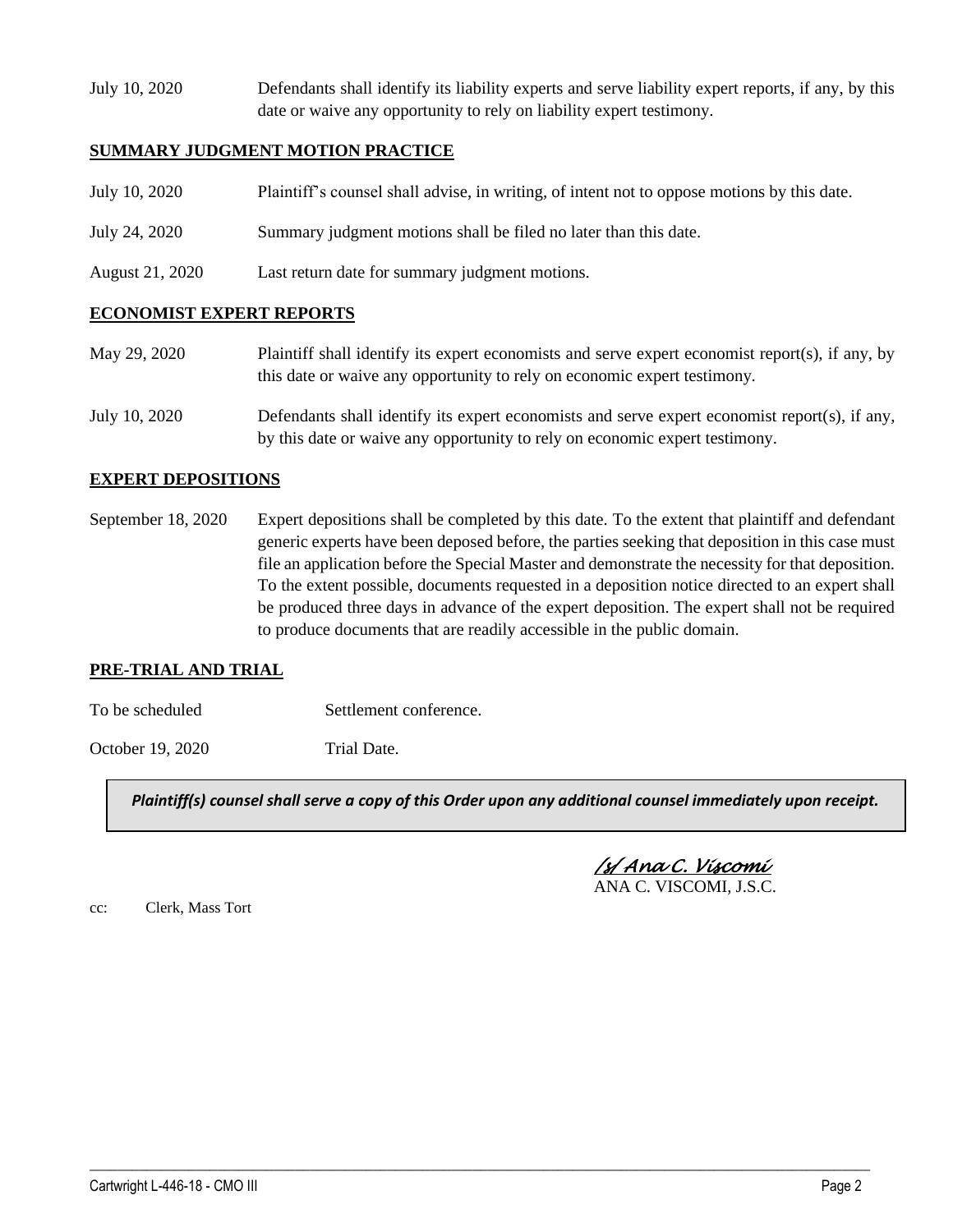July 10, 2020 Defendants shall identify its liability experts and serve liability expert reports, if any, by this date or waive any opportunity to rely on liability expert testimony.

**SUMMARY JUDGMENT MOTION PRACTICE**

| | |
|---|---|
| July 10, 2020 | Plaintiff's counsel shall advise, in writing, of intent not to oppose motions by this date. |
| July 24, 2020 | Summary judgment motions shall be filed no later than this date. |
| August 21, 2020 | Last return date for summary judgment motions. |

**ECONOMIST EXPERT REPORTS**

| | |
|---|---|
| May 29, 2020 | Plaintiff shall identify its expert economists and serve expert economist report(s), if any, by this date or waive any opportunity to rely on economic expert testimony. |
| July 10, 2020 | Defendants shall identify its expert economists and serve expert economist report(s), if any, by this date or waive any opportunity to rely on economic expert testimony. |

**EXPERT DEPOSITIONS**

September 18, 2020 Expert depositions shall be completed by this date. To the extent that plaintiff and defendant generic experts have been deposed before, the parties seeking that deposition in this case must file an application before the Special Master and demonstrate the necessity for that deposition. To the extent possible, documents requested in a deposition notice directed to an expert shall be produced three days in advance of the expert deposition. The expert shall not be required to produce documents that are readily accessible in the public domain.

**PRE-TRIAL AND TRIAL**

| | |
|---|---|
| To be scheduled | Settlement conference. |
| October 19, 2020 | Trial Date. |

***Plaintiff(s) counsel shall serve a copy of this Order upon any additional counsel immediately upon receipt.***

*/s/ Ana C. Viscomi*
ANA C. VISCOMI, J.S.C.

cc: Clerk, Mass Tort